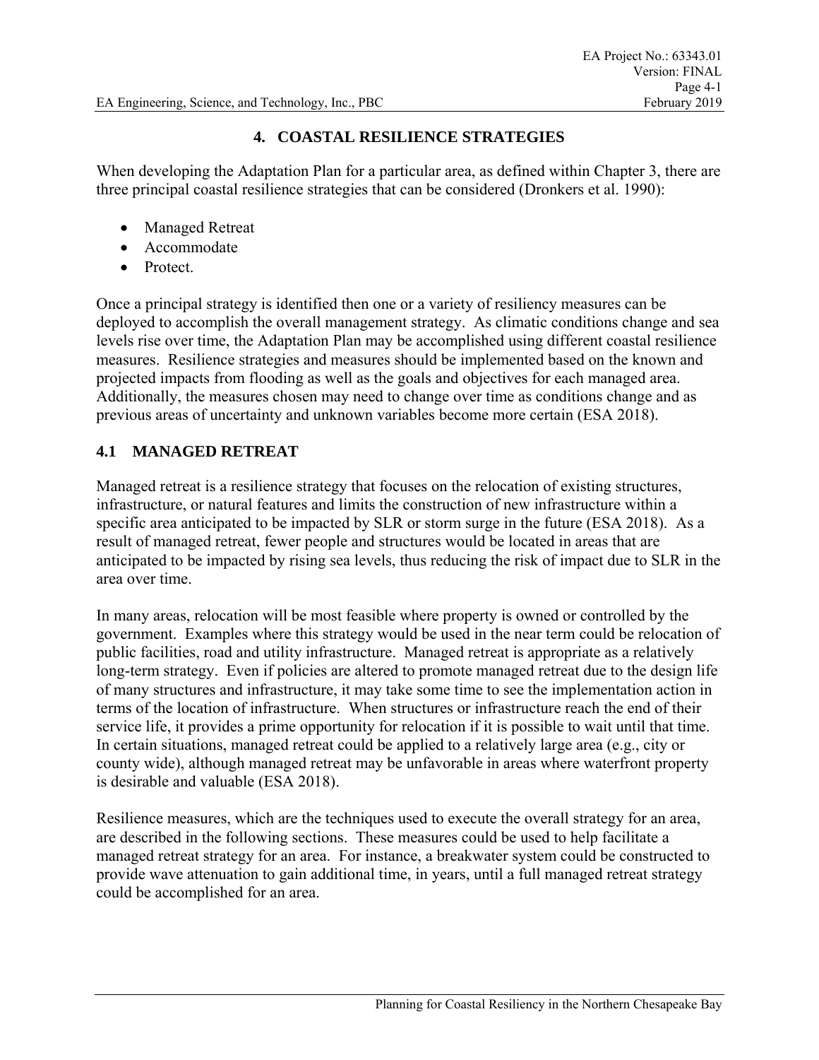# 4. COASTAL RESILIENCE STRATEGIES

When developing the Adaptation Plan for a particular area, as defined within Chapter 3, there are three principal coastal resilience strategies that can be considered (Dronkers et al. 1990):

- Managed Retreat
- Accommodate
- Protect.

Once a principal strategy is identified then one or a variety of resiliency measures can be deployed to accomplish the overall management strategy. As climatic conditions change and sea levels rise over time, the Adaptation Plan may be accomplished using different coastal resilience measures. Resilience strategies and measures should be implemented based on the known and projected impacts from flooding as well as the goals and objectives for each managed area. Additionally, the measures chosen may need to change over time as conditions change and as previous areas of uncertainty and unknown variables become more certain (ESA 2018).

## 4.1 MANAGED RETREAT

Managed retreat is a resilience strategy that focuses on the relocation of existing structures, infrastructure, or natural features and limits the construction of new infrastructure within a specific area anticipated to be impacted by SLR or storm surge in the future (ESA 2018). As a result of managed retreat, fewer people and structures would be located in areas that are anticipated to be impacted by rising sea levels, thus reducing the risk of impact due to SLR in the area over time.

In many areas, relocation will be most feasible where property is owned or controlled by the government. Examples where this strategy would be used in the near term could be relocation of public facilities, road and utility infrastructure. Managed retreat is appropriate as a relatively long-term strategy. Even if policies are altered to promote managed retreat due to the design life of many structures and infrastructure, it may take some time to see the implementation action in terms of the location of infrastructure. When structures or infrastructure reach the end of their service life, it provides a prime opportunity for relocation if it is possible to wait until that time. In certain situations, managed retreat could be applied to a relatively large area (e.g., city or county wide), although managed retreat may be unfavorable in areas where waterfront property is desirable and valuable (ESA 2018).

Resilience measures, which are the techniques used to execute the overall strategy for an area, are described in the following sections. These measures could be used to help facilitate a managed retreat strategy for an area. For instance, a breakwater system could be constructed to provide wave attenuation to gain additional time, in years, until a full managed retreat strategy could be accomplished for an area.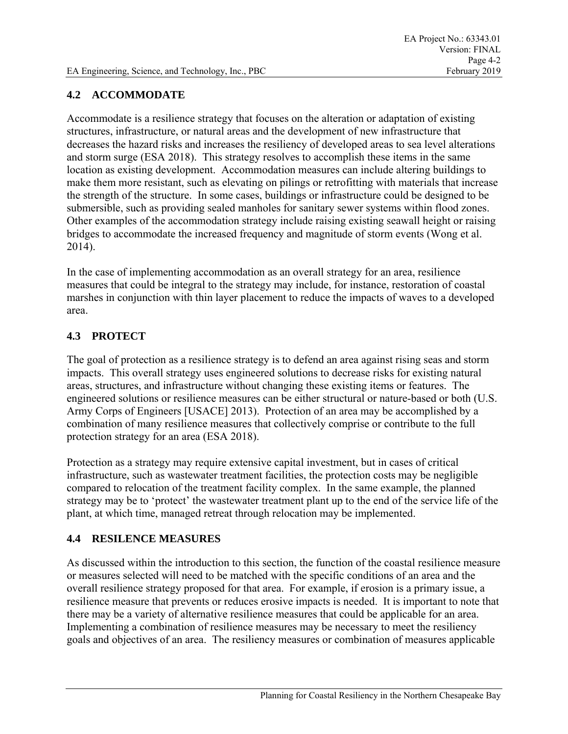## 4.2 ACCOMMODATE

Accommodate is a resilience strategy that focuses on the alteration or adaptation of existing structures, infrastructure, or natural areas and the development of new infrastructure that decreases the hazard risks and increases the resiliency of developed areas to sea level alterations and storm surge (ESA 2018). This strategy resolves to accomplish these items in the same location as existing development. Accommodation measures can include altering buildings to make them more resistant, such as elevating on pilings or retrofitting with materials that increase the strength of the structure. In some cases, buildings or infrastructure could be designed to be submersible, such as providing sealed manholes for sanitary sewer systems within flood zones. Other examples of the accommodation strategy include raising existing seawall height or raising bridges to accommodate the increased frequency and magnitude of storm events (Wong et al. 2014).

In the case of implementing accommodation as an overall strategy for an area, resilience measures that could be integral to the strategy may include, for instance, restoration of coastal marshes in conjunction with thin layer placement to reduce the impacts of waves to a developed area.

## 4.3 PROTECT

The goal of protection as a resilience strategy is to defend an area against rising seas and storm impacts. This overall strategy uses engineered solutions to decrease risks for existing natural areas, structures, and infrastructure without changing these existing items or features. The engineered solutions or resilience measures can be either structural or nature-based or both (U.S. Army Corps of Engineers [USACE] 2013). Protection of an area may be accomplished by a combination of many resilience measures that collectively comprise or contribute to the full protection strategy for an area (ESA 2018).

Protection as a strategy may require extensive capital investment, but in cases of critical infrastructure, such as wastewater treatment facilities, the protection costs may be negligible compared to relocation of the treatment facility complex. In the same example, the planned strategy may be to 'protect' the wastewater treatment plant up to the end of the service life of the plant, at which time, managed retreat through relocation may be implemented.

## 4.4 RESILENCE MEASURES

As discussed within the introduction to this section, the function of the coastal resilience measure or measures selected will need to be matched with the specific conditions of an area and the overall resilience strategy proposed for that area. For example, if erosion is a primary issue, a resilience measure that prevents or reduces erosive impacts is needed. It is important to note that there may be a variety of alternative resilience measures that could be applicable for an area. Implementing a combination of resilience measures may be necessary to meet the resiliency goals and objectives of an area. The resiliency measures or combination of measures applicable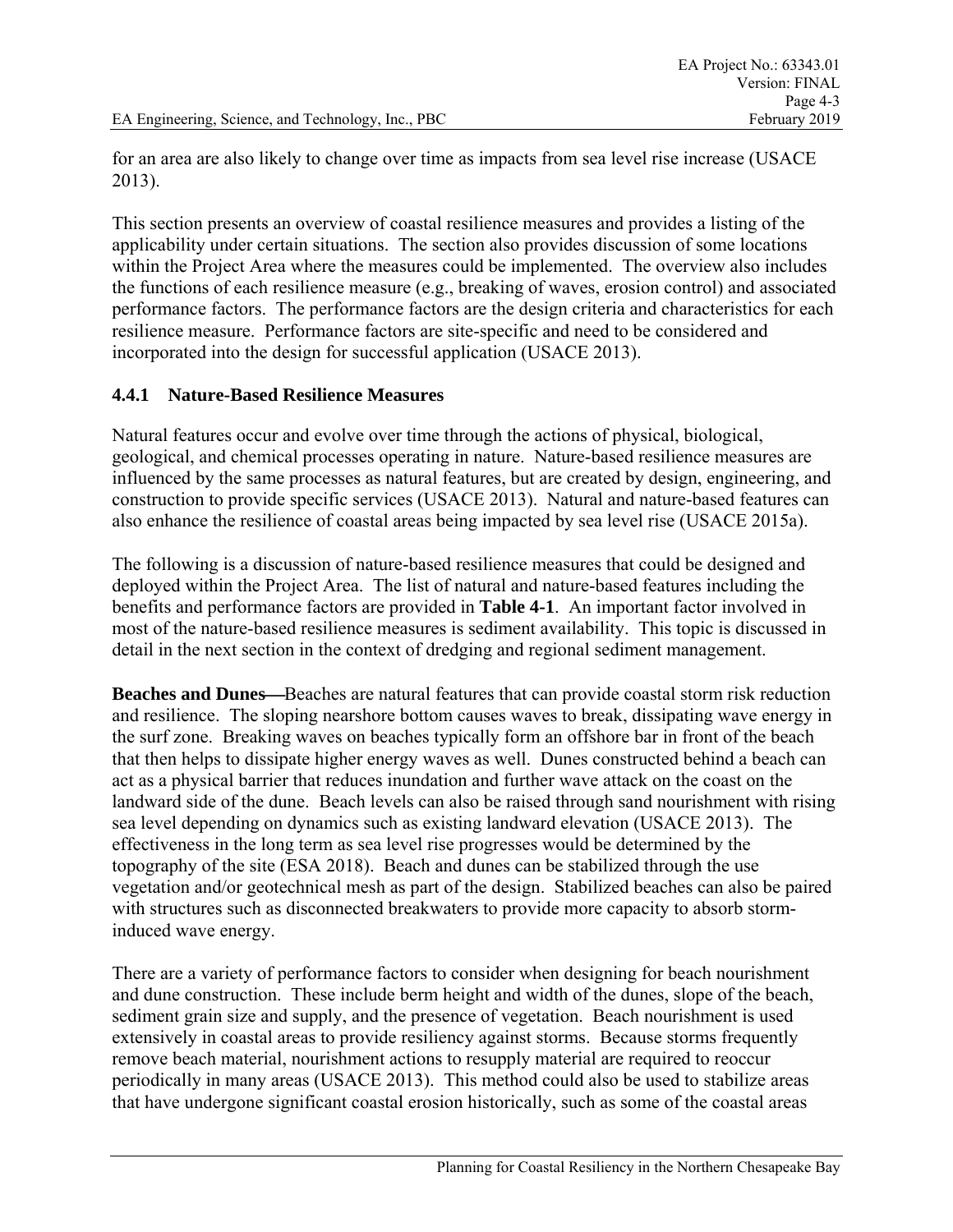for an area are also likely to change over time as impacts from sea level rise increase (USACE 2013).

This section presents an overview of coastal resilience measures and provides a listing of the applicability under certain situations. The section also provides discussion of some locations within the Project Area where the measures could be implemented. The overview also includes the functions of each resilience measure (e.g., breaking of waves, erosion control) and associated performance factors. The performance factors are the design criteria and characteristics for each resilience measure. Performance factors are site-specific and need to be considered and incorporated into the design for successful application (USACE 2013).

### 4.4.1 Nature-Based Resilience Measures

Natural features occur and evolve over time through the actions of physical, biological, geological, and chemical processes operating in nature. Nature-based resilience measures are influenced by the same processes as natural features, but are created by design, engineering, and construction to provide specific services (USACE 2013). Natural and nature-based features can also enhance the resilience of coastal areas being impacted by sea level rise (USACE 2015a).

The following is a discussion of nature-based resilience measures that could be designed and deployed within the Project Area. The list of natural and nature-based features including the benefits and performance factors are provided in **Table 4-1**. An important factor involved in most of the nature-based resilience measures is sediment availability. This topic is discussed in detail in the next section in the context of dredging and regional sediment management.

**Beaches and Dunes—**Beaches are natural features that can provide coastal storm risk reduction and resilience. The sloping nearshore bottom causes waves to break, dissipating wave energy in the surf zone. Breaking waves on beaches typically form an offshore bar in front of the beach that then helps to dissipate higher energy waves as well. Dunes constructed behind a beach can act as a physical barrier that reduces inundation and further wave attack on the coast on the landward side of the dune. Beach levels can also be raised through sand nourishment with rising sea level depending on dynamics such as existing landward elevation (USACE 2013). The effectiveness in the long term as sea level rise progresses would be determined by the topography of the site (ESA 2018). Beach and dunes can be stabilized through the use vegetation and/or geotechnical mesh as part of the design. Stabilized beaches can also be paired with structures such as disconnected breakwaters to provide more capacity to absorb storm-induced wave energy.

There are a variety of performance factors to consider when designing for beach nourishment and dune construction. These include berm height and width of the dunes, slope of the beach, sediment grain size and supply, and the presence of vegetation. Beach nourishment is used extensively in coastal areas to provide resiliency against storms. Because storms frequently remove beach material, nourishment actions to resupply material are required to reoccur periodically in many areas (USACE 2013). This method could also be used to stabilize areas that have undergone significant coastal erosion historically, such as some of the coastal areas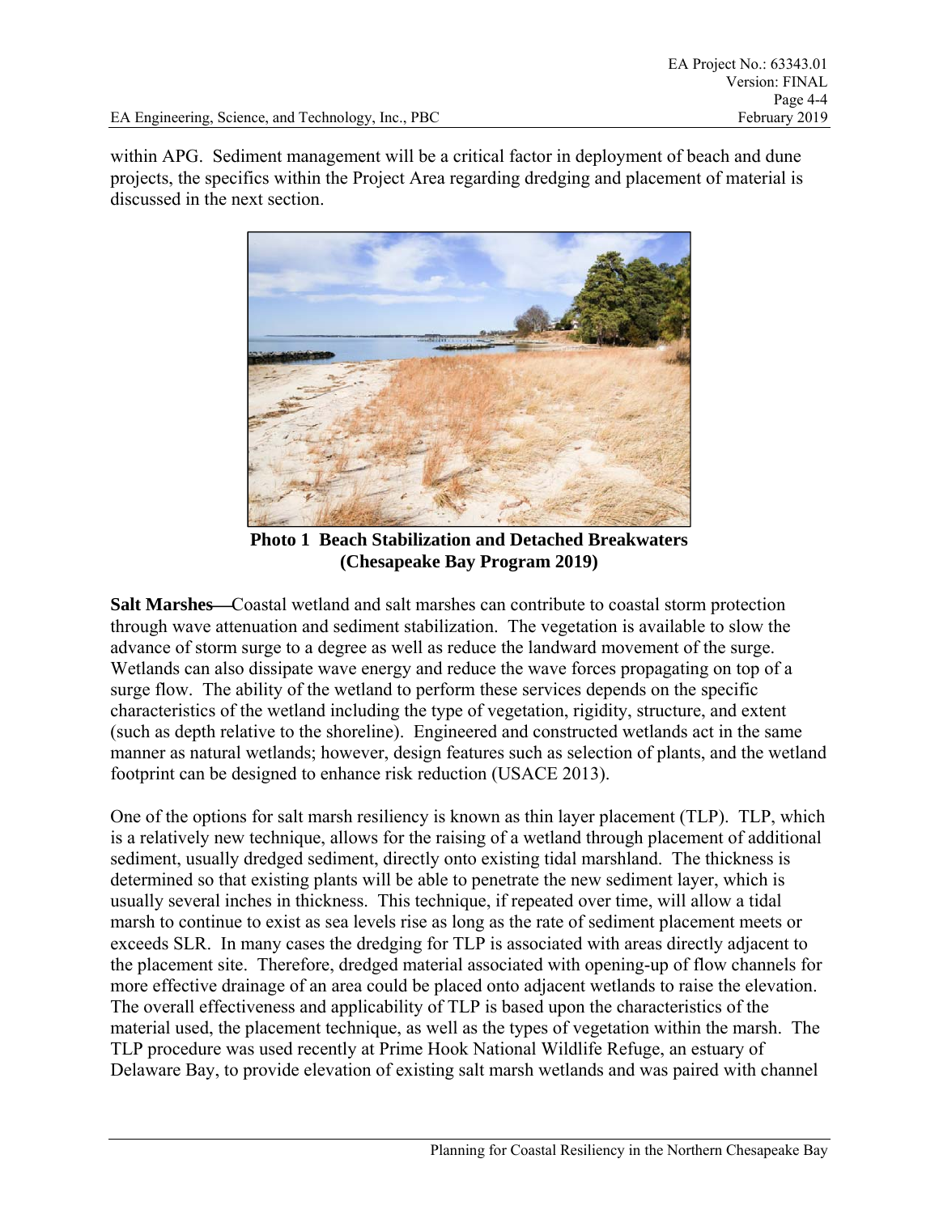within APG. Sediment management will be a critical factor in deployment of beach and dune projects, the specifics within the Project Area regarding dredging and placement of material is discussed in the next section.

**Photo 1 Beach Stabilization and Detached Breakwaters (Chesapeake Bay Program 2019)**

**Salt Marshes**—Coastal wetland and salt marshes can contribute to coastal storm protection through wave attenuation and sediment stabilization. The vegetation is available to slow the advance of storm surge to a degree as well as reduce the landward movement of the surge. Wetlands can also dissipate wave energy and reduce the wave forces propagating on top of a surge flow. The ability of the wetland to perform these services depends on the specific characteristics of the wetland including the type of vegetation, rigidity, structure, and extent (such as depth relative to the shoreline). Engineered and constructed wetlands act in the same manner as natural wetlands; however, design features such as selection of plants, and the wetland footprint can be designed to enhance risk reduction (USACE 2013).

One of the options for salt marsh resiliency is known as thin layer placement (TLP). TLP, which is a relatively new technique, allows for the raising of a wetland through placement of additional sediment, usually dredged sediment, directly onto existing tidal marshland. The thickness is determined so that existing plants will be able to penetrate the new sediment layer, which is usually several inches in thickness. This technique, if repeated over time, will allow a tidal marsh to continue to exist as sea levels rise as long as the rate of sediment placement meets or exceeds SLR. In many cases the dredging for TLP is associated with areas directly adjacent to the placement site. Therefore, dredged material associated with opening-up of flow channels for more effective drainage of an area could be placed onto adjacent wetlands to raise the elevation. The overall effectiveness and applicability of TLP is based upon the characteristics of the material used, the placement technique, as well as the types of vegetation within the marsh. The TLP procedure was used recently at Prime Hook National Wildlife Refuge, an estuary of Delaware Bay, to provide elevation of existing salt marsh wetlands and was paired with channel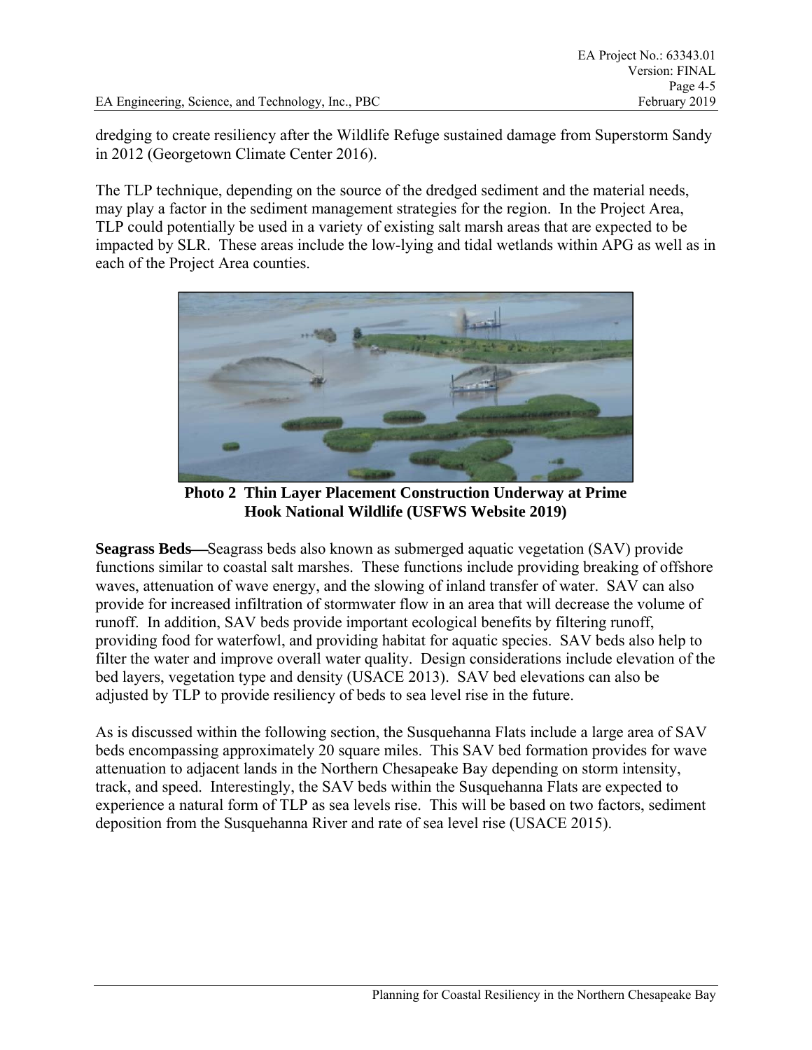dredging to create resiliency after the Wildlife Refuge sustained damage from Superstorm Sandy in 2012 (Georgetown Climate Center 2016).

The TLP technique, depending on the source of the dredged sediment and the material needs, may play a factor in the sediment management strategies for the region. In the Project Area, TLP could potentially be used in a variety of existing salt marsh areas that are expected to be impacted by SLR. These areas include the low-lying and tidal wetlands within APG as well as in each of the Project Area counties.

**Photo 2 Thin Layer Placement Construction Underway at Prime Hook National Wildlife (USFWS Website 2019)**

**Seagrass Beds—**Seagrass beds also known as submerged aquatic vegetation (SAV) provide functions similar to coastal salt marshes. These functions include providing breaking of offshore waves, attenuation of wave energy, and the slowing of inland transfer of water. SAV can also provide for increased infiltration of stormwater flow in an area that will decrease the volume of runoff. In addition, SAV beds provide important ecological benefits by filtering runoff, providing food for waterfowl, and providing habitat for aquatic species. SAV beds also help to filter the water and improve overall water quality. Design considerations include elevation of the bed layers, vegetation type and density (USACE 2013). SAV bed elevations can also be adjusted by TLP to provide resiliency of beds to sea level rise in the future.

As is discussed within the following section, the Susquehanna Flats include a large area of SAV beds encompassing approximately 20 square miles. This SAV bed formation provides for wave attenuation to adjacent lands in the Northern Chesapeake Bay depending on storm intensity, track, and speed. Interestingly, the SAV beds within the Susquehanna Flats are expected to experience a natural form of TLP as sea levels rise. This will be based on two factors, sediment deposition from the Susquehanna River and rate of sea level rise (USACE 2015).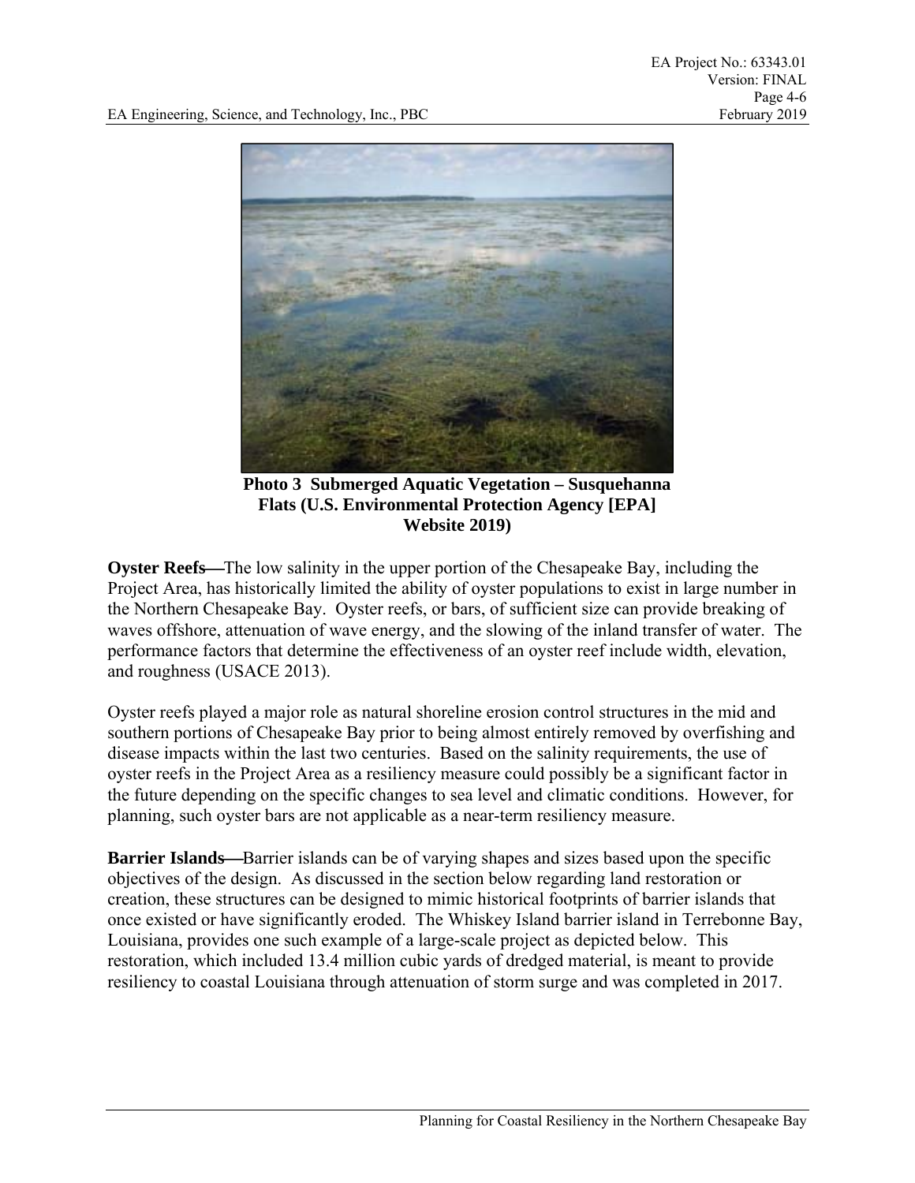**Photo 3 Submerged Aquatic Vegetation – Susquehanna Flats (U.S. Environmental Protection Agency [EPA] Website 2019)**

**Oyster Reefs**—The low salinity in the upper portion of the Chesapeake Bay, including the Project Area, has historically limited the ability of oyster populations to exist in large number in the Northern Chesapeake Bay. Oyster reefs, or bars, of sufficient size can provide breaking of waves offshore, attenuation of wave energy, and the slowing of the inland transfer of water. The performance factors that determine the effectiveness of an oyster reef include width, elevation, and roughness (USACE 2013).

Oyster reefs played a major role as natural shoreline erosion control structures in the mid and southern portions of Chesapeake Bay prior to being almost entirely removed by overfishing and disease impacts within the last two centuries. Based on the salinity requirements, the use of oyster reefs in the Project Area as a resiliency measure could possibly be a significant factor in the future depending on the specific changes to sea level and climatic conditions. However, for planning, such oyster bars are not applicable as a near-term resiliency measure.

**Barrier Islands**—Barrier islands can be of varying shapes and sizes based upon the specific objectives of the design. As discussed in the section below regarding land restoration or creation, these structures can be designed to mimic historical footprints of barrier islands that once existed or have significantly eroded. The Whiskey Island barrier island in Terrebonne Bay, Louisiana, provides one such example of a large-scale project as depicted below. This restoration, which included 13.4 million cubic yards of dredged material, is meant to provide resiliency to coastal Louisiana through attenuation of storm surge and was completed in 2017.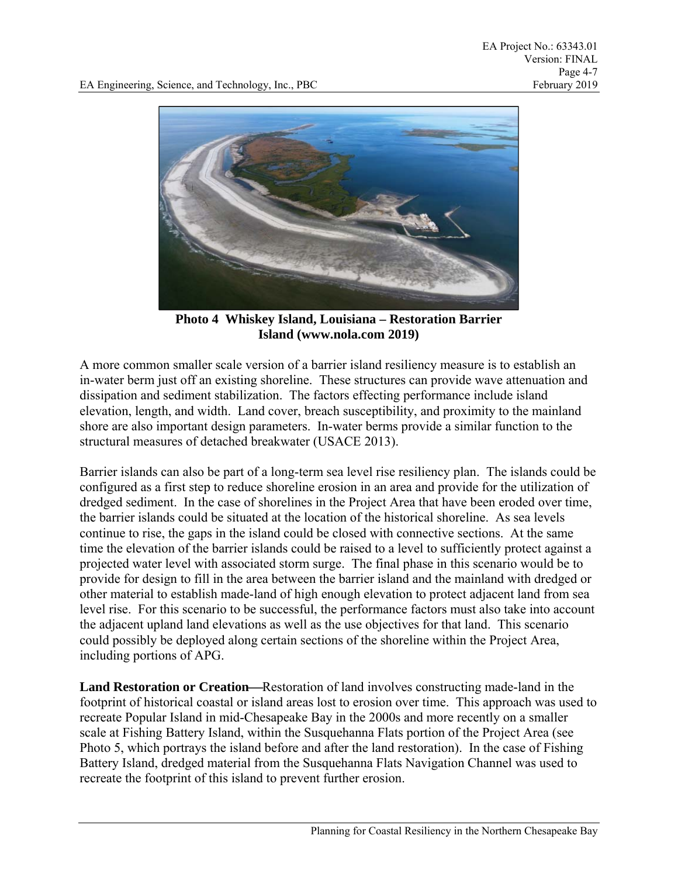**Photo 4 Whiskey Island, Louisiana – Restoration Barrier Island (www.nola.com 2019)**

A more common smaller scale version of a barrier island resiliency measure is to establish an in-water berm just off an existing shoreline. These structures can provide wave attenuation and dissipation and sediment stabilization. The factors effecting performance include island elevation, length, and width. Land cover, breach susceptibility, and proximity to the mainland shore are also important design parameters. In-water berms provide a similar function to the structural measures of detached breakwater (USACE 2013).

Barrier islands can also be part of a long-term sea level rise resiliency plan. The islands could be configured as a first step to reduce shoreline erosion in an area and provide for the utilization of dredged sediment. In the case of shorelines in the Project Area that have been eroded over time, the barrier islands could be situated at the location of the historical shoreline. As sea levels continue to rise, the gaps in the island could be closed with connective sections. At the same time the elevation of the barrier islands could be raised to a level to sufficiently protect against a projected water level with associated storm surge. The final phase in this scenario would be to provide for design to fill in the area between the barrier island and the mainland with dredged or other material to establish made-land of high enough elevation to protect adjacent land from sea level rise. For this scenario to be successful, the performance factors must also take into account the adjacent upland land elevations as well as the use objectives for that land. This scenario could possibly be deployed along certain sections of the shoreline within the Project Area, including portions of APG.

**Land Restoration or Creation—**Restoration of land involves constructing made-land in the footprint of historical coastal or island areas lost to erosion over time. This approach was used to recreate Popular Island in mid-Chesapeake Bay in the 2000s and more recently on a smaller scale at Fishing Battery Island, within the Susquehanna Flats portion of the Project Area (see Photo 5, which portrays the island before and after the land restoration). In the case of Fishing Battery Island, dredged material from the Susquehanna Flats Navigation Channel was used to recreate the footprint of this island to prevent further erosion.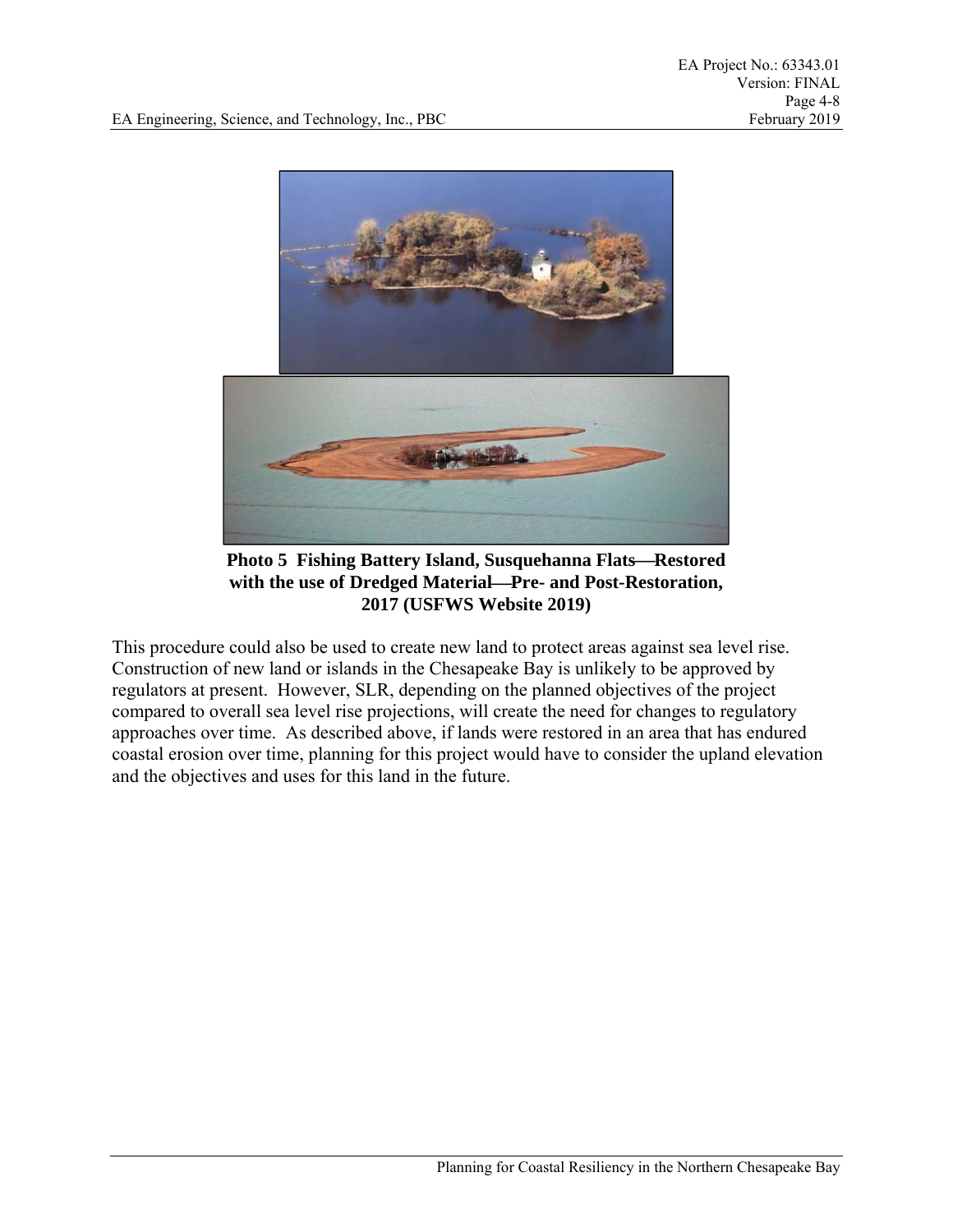**Photo 5 Fishing Battery Island, Susquehanna Flats—Restored with the use of Dredged Material—Pre- and Post-Restoration, 2017 (USFWS Website 2019)**

This procedure could also be used to create new land to protect areas against sea level rise. Construction of new land or islands in the Chesapeake Bay is unlikely to be approved by regulators at present. However, SLR, depending on the planned objectives of the project compared to overall sea level rise projections, will create the need for changes to regulatory approaches over time. As described above, if lands were restored in an area that has endured coastal erosion over time, planning for this project would have to consider the upland elevation and the objectives and uses for this land in the future.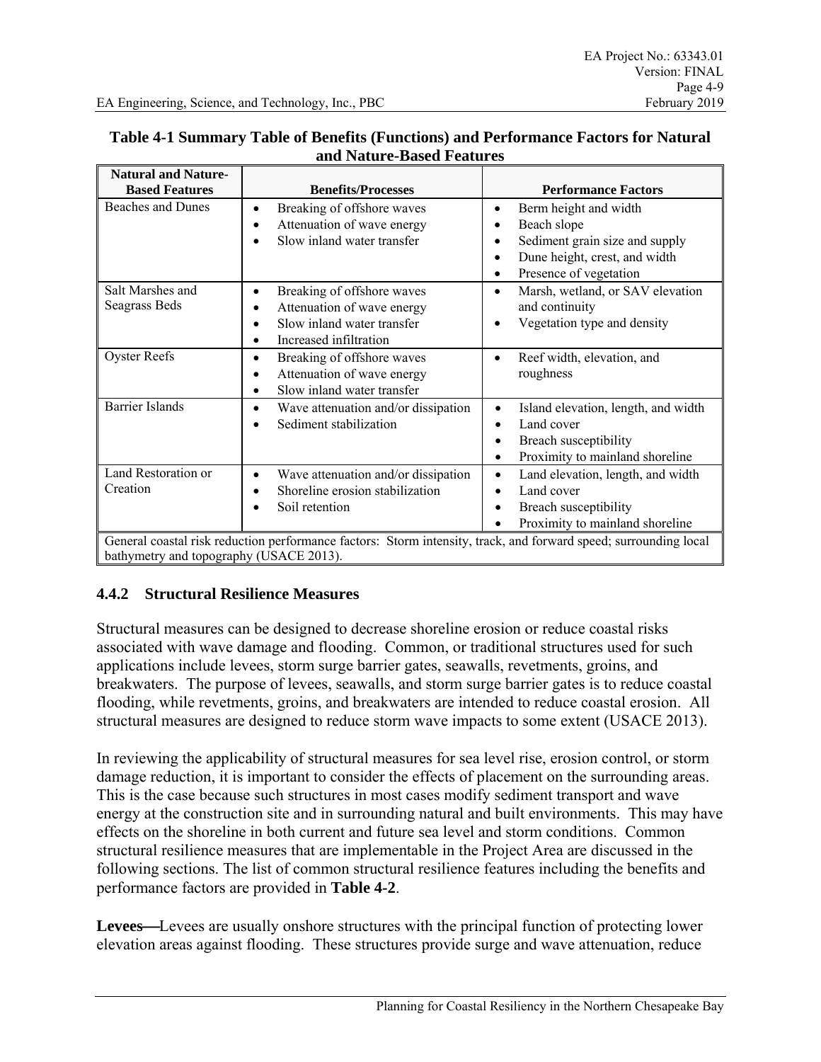**Table 4-1 Summary Table of Benefits (Functions) and Performance Factors for Natural and Nature-Based Features**

| Natural and Nature-Based Features | Benefits/Processes | Performance Factors |
|---|---|---|
| Beaches and Dunes | • Breaking of offshore waves<br>• Attenuation of wave energy<br>• Slow inland water transfer | • Berm height and width<br>• Beach slope<br>• Sediment grain size and supply<br>• Dune height, crest, and width<br>• Presence of vegetation |
| Salt Marshes and Seagrass Beds | • Breaking of offshore waves<br>• Attenuation of wave energy<br>• Slow inland water transfer<br>• Increased infiltration | • Marsh, wetland, or SAV elevation and continuity<br>• Vegetation type and density |
| Oyster Reefs | • Breaking of offshore waves<br>• Attenuation of wave energy<br>• Slow inland water transfer | • Reef width, elevation, and roughness |
| Barrier Islands | • Wave attenuation and/or dissipation<br>• Sediment stabilization | • Island elevation, length, and width<br>• Land cover<br>• Breach susceptibility<br>• Proximity to mainland shoreline |
| Land Restoration or Creation | • Wave attenuation and/or dissipation<br>• Shoreline erosion stabilization<br>• Soil retention | • Land elevation, length, and width<br>• Land cover<br>• Breach susceptibility<br>• Proximity to mainland shoreline |
| General coastal risk reduction performance factors: Storm intensity, track, and forward speed; surrounding local bathymetry and topography (USACE 2013). | | |

### 4.4.2 Structural Resilience Measures

Structural measures can be designed to decrease shoreline erosion or reduce coastal risks associated with wave damage and flooding. Common, or traditional structures used for such applications include levees, storm surge barrier gates, seawalls, revetments, groins, and breakwaters. The purpose of levees, seawalls, and storm surge barrier gates is to reduce coastal flooding, while revetments, groins, and breakwaters are intended to reduce coastal erosion. All structural measures are designed to reduce storm wave impacts to some extent (USACE 2013).

In reviewing the applicability of structural measures for sea level rise, erosion control, or storm damage reduction, it is important to consider the effects of placement on the surrounding areas. This is the case because such structures in most cases modify sediment transport and wave energy at the construction site and in surrounding natural and built environments. This may have effects on the shoreline in both current and future sea level and storm conditions. Common structural resilience measures that are implementable in the Project Area are discussed in the following sections. The list of common structural resilience features including the benefits and performance factors are provided in **Table 4-2**.

**Levees**—Levees are usually onshore structures with the principal function of protecting lower elevation areas against flooding. These structures provide surge and wave attenuation, reduce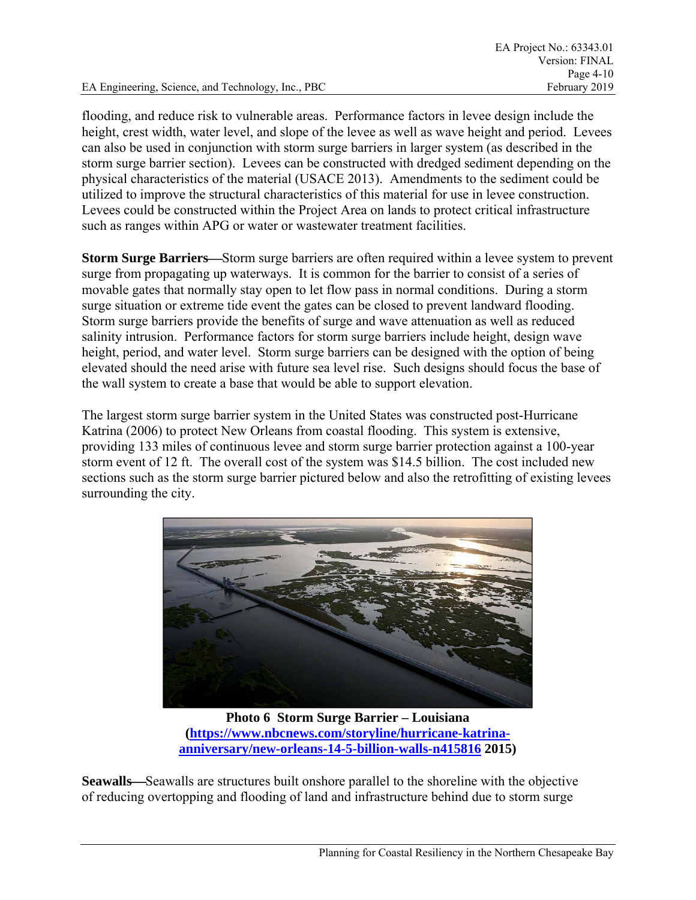flooding, and reduce risk to vulnerable areas. Performance factors in levee design include the height, crest width, water level, and slope of the levee as well as wave height and period. Levees can also be used in conjunction with storm surge barriers in larger system (as described in the storm surge barrier section). Levees can be constructed with dredged sediment depending on the physical characteristics of the material (USACE 2013). Amendments to the sediment could be utilized to improve the structural characteristics of this material for use in levee construction. Levees could be constructed within the Project Area on lands to protect critical infrastructure such as ranges within APG or water or wastewater treatment facilities.

**Storm Surge Barriers**—Storm surge barriers are often required within a levee system to prevent surge from propagating up waterways. It is common for the barrier to consist of a series of movable gates that normally stay open to let flow pass in normal conditions. During a storm surge situation or extreme tide event the gates can be closed to prevent landward flooding. Storm surge barriers provide the benefits of surge and wave attenuation as well as reduced salinity intrusion. Performance factors for storm surge barriers include height, design wave height, period, and water level. Storm surge barriers can be designed with the option of being elevated should the need arise with future sea level rise. Such designs should focus the base of the wall system to create a base that would be able to support elevation.

The largest storm surge barrier system in the United States was constructed post-Hurricane Katrina (2006) to protect New Orleans from coastal flooding. This system is extensive, providing 133 miles of continuous levee and storm surge barrier protection against a 100-year storm event of 12 ft. The overall cost of the system was $14.5 billion. The cost included new sections such as the storm surge barrier pictured below and also the retrofitting of existing levees surrounding the city.

**Photo 6 Storm Surge Barrier – Louisiana**
**([https://www.nbcnews.com/storyline/hurricane-katrina-anniversary/new-orleans-14-5-billion-walls-n415816](https://www.nbcnews.com/storyline/hurricane-katrina-anniversary/new-orleans-14-5-billion-walls-n415816) 2015)**

**Seawalls**—Seawalls are structures built onshore parallel to the shoreline with the objective of reducing overtopping and flooding of land and infrastructure behind due to storm surge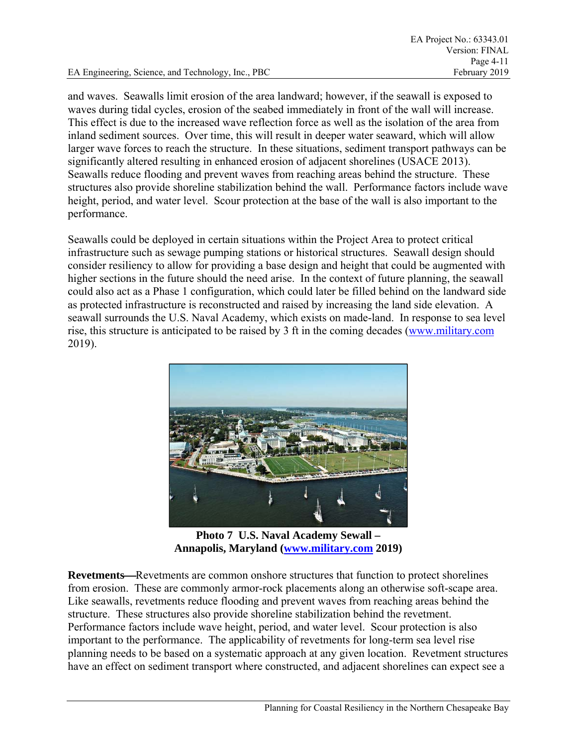and waves. Seawalls limit erosion of the area landward; however, if the seawall is exposed to waves during tidal cycles, erosion of the seabed immediately in front of the wall will increase. This effect is due to the increased wave reflection force as well as the isolation of the area from inland sediment sources. Over time, this will result in deeper water seaward, which will allow larger wave forces to reach the structure. In these situations, sediment transport pathways can be significantly altered resulting in enhanced erosion of adjacent shorelines (USACE 2013). Seawalls reduce flooding and prevent waves from reaching areas behind the structure. These structures also provide shoreline stabilization behind the wall. Performance factors include wave height, period, and water level. Scour protection at the base of the wall is also important to the performance.

Seawalls could be deployed in certain situations within the Project Area to protect critical infrastructure such as sewage pumping stations or historical structures. Seawall design should consider resiliency to allow for providing a base design and height that could be augmented with higher sections in the future should the need arise. In the context of future planning, the seawall could also act as a Phase 1 configuration, which could later be filled behind on the landward side as protected infrastructure is reconstructed and raised by increasing the land side elevation. A seawall surrounds the U.S. Naval Academy, which exists on made-land. In response to sea level rise, this structure is anticipated to be raised by 3 ft in the coming decades (www.military.com 2019).

**Photo 7 U.S. Naval Academy Sewall – Annapolis, Maryland (www.military.com 2019)**

**Revetments**—Revetments are common onshore structures that function to protect shorelines from erosion. These are commonly armor-rock placements along an otherwise soft-scape area. Like seawalls, revetments reduce flooding and prevent waves from reaching areas behind the structure. These structures also provide shoreline stabilization behind the revetment. Performance factors include wave height, period, and water level. Scour protection is also important to the performance. The applicability of revetments for long-term sea level rise planning needs to be based on a systematic approach at any given location. Revetment structures have an effect on sediment transport where constructed, and adjacent shorelines can expect see a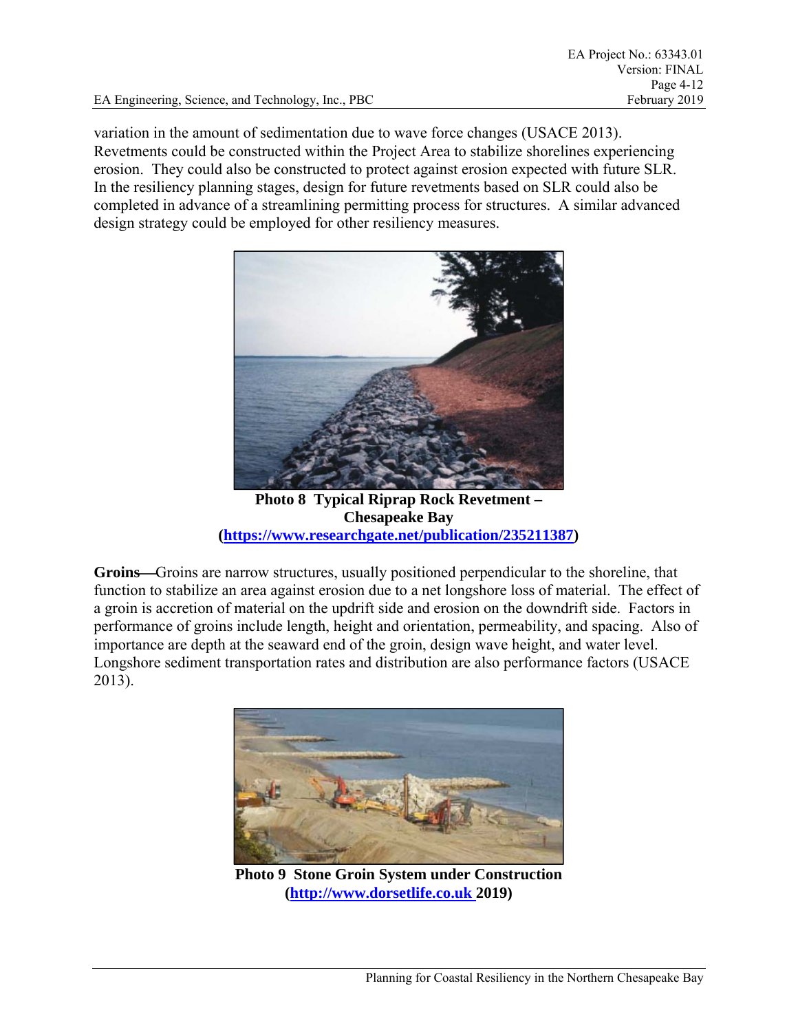variation in the amount of sedimentation due to wave force changes (USACE 2013). Revetments could be constructed within the Project Area to stabilize shorelines experiencing erosion. They could also be constructed to protect against erosion expected with future SLR. In the resiliency planning stages, design for future revetments based on SLR could also be completed in advance of a streamlining permitting process for structures. A similar advanced design strategy could be employed for other resiliency measures.

**Photo 8 Typical Riprap Rock Revetment – Chesapeake Bay (https://www.researchgate.net/publication/235211387)**

**Groins**—Groins are narrow structures, usually positioned perpendicular to the shoreline, that function to stabilize an area against erosion due to a net longshore loss of material. The effect of a groin is accretion of material on the updrift side and erosion on the downdrift side. Factors in performance of groins include length, height and orientation, permeability, and spacing. Also of importance are depth at the seaward end of the groin, design wave height, and water level. Longshore sediment transportation rates and distribution are also performance factors (USACE 2013).

**Photo 9 Stone Groin System under Construction (http://www.dorsetlife.co.uk 2019)**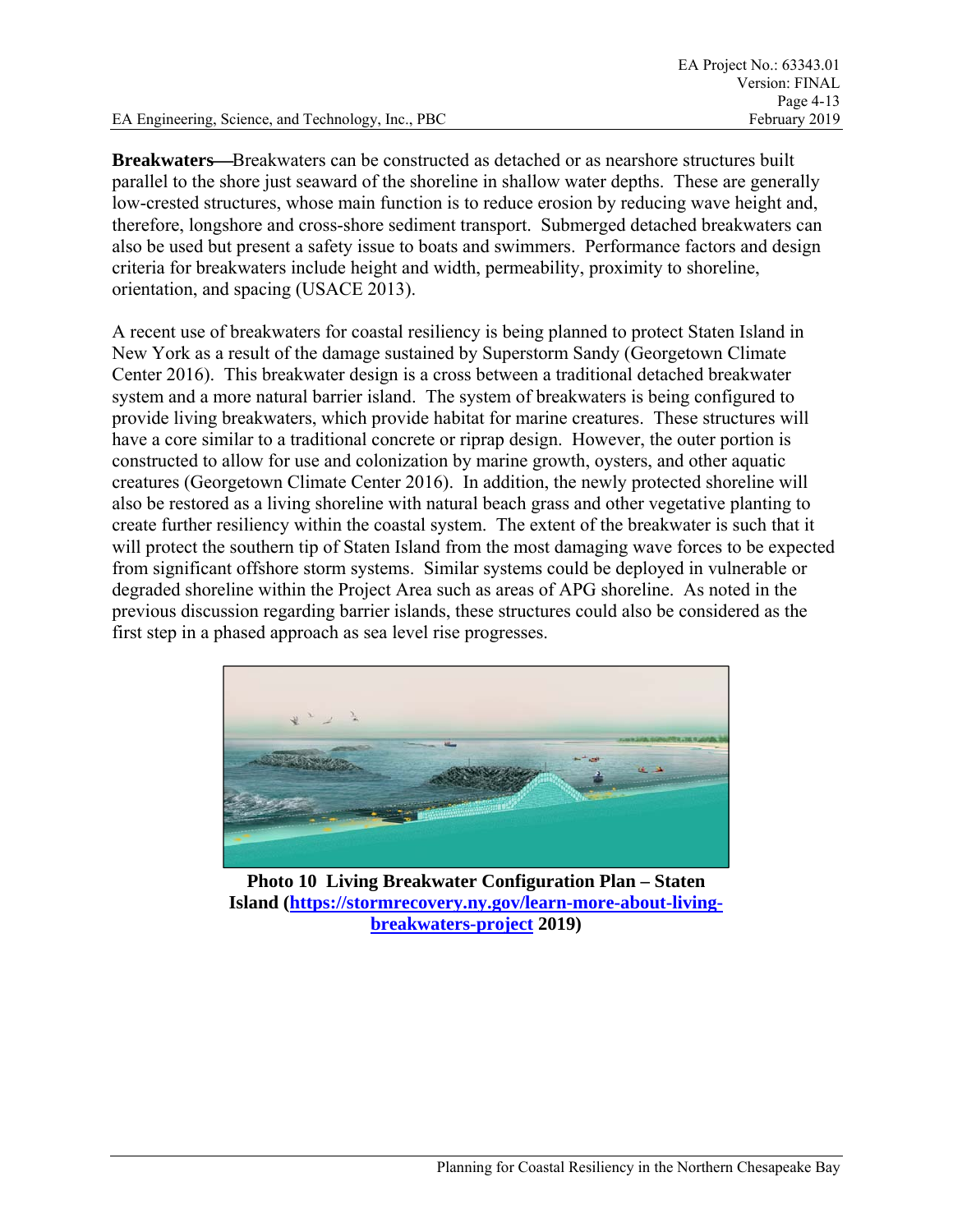**Breakwaters**—Breakwaters can be constructed as detached or as nearshore structures built parallel to the shore just seaward of the shoreline in shallow water depths. These are generally low-crested structures, whose main function is to reduce erosion by reducing wave height and, therefore, longshore and cross-shore sediment transport. Submerged detached breakwaters can also be used but present a safety issue to boats and swimmers. Performance factors and design criteria for breakwaters include height and width, permeability, proximity to shoreline, orientation, and spacing (USACE 2013).

A recent use of breakwaters for coastal resiliency is being planned to protect Staten Island in New York as a result of the damage sustained by Superstorm Sandy (Georgetown Climate Center 2016). This breakwater design is a cross between a traditional detached breakwater system and a more natural barrier island. The system of breakwaters is being configured to provide living breakwaters, which provide habitat for marine creatures. These structures will have a core similar to a traditional concrete or riprap design. However, the outer portion is constructed to allow for use and colonization by marine growth, oysters, and other aquatic creatures (Georgetown Climate Center 2016). In addition, the newly protected shoreline will also be restored as a living shoreline with natural beach grass and other vegetative planting to create further resiliency within the coastal system. The extent of the breakwater is such that it will protect the southern tip of Staten Island from the most damaging wave forces to be expected from significant offshore storm systems. Similar systems could be deployed in vulnerable or degraded shoreline within the Project Area such as areas of APG shoreline. As noted in the previous discussion regarding barrier islands, these structures could also be considered as the first step in a phased approach as sea level rise progresses.

**Photo 10 Living Breakwater Configuration Plan – Staten Island ([https://stormrecovery.ny.gov/learn-more-about-living-breakwaters-project](https://stormrecovery.ny.gov/learn-more-about-living-breakwaters-project) 2019)**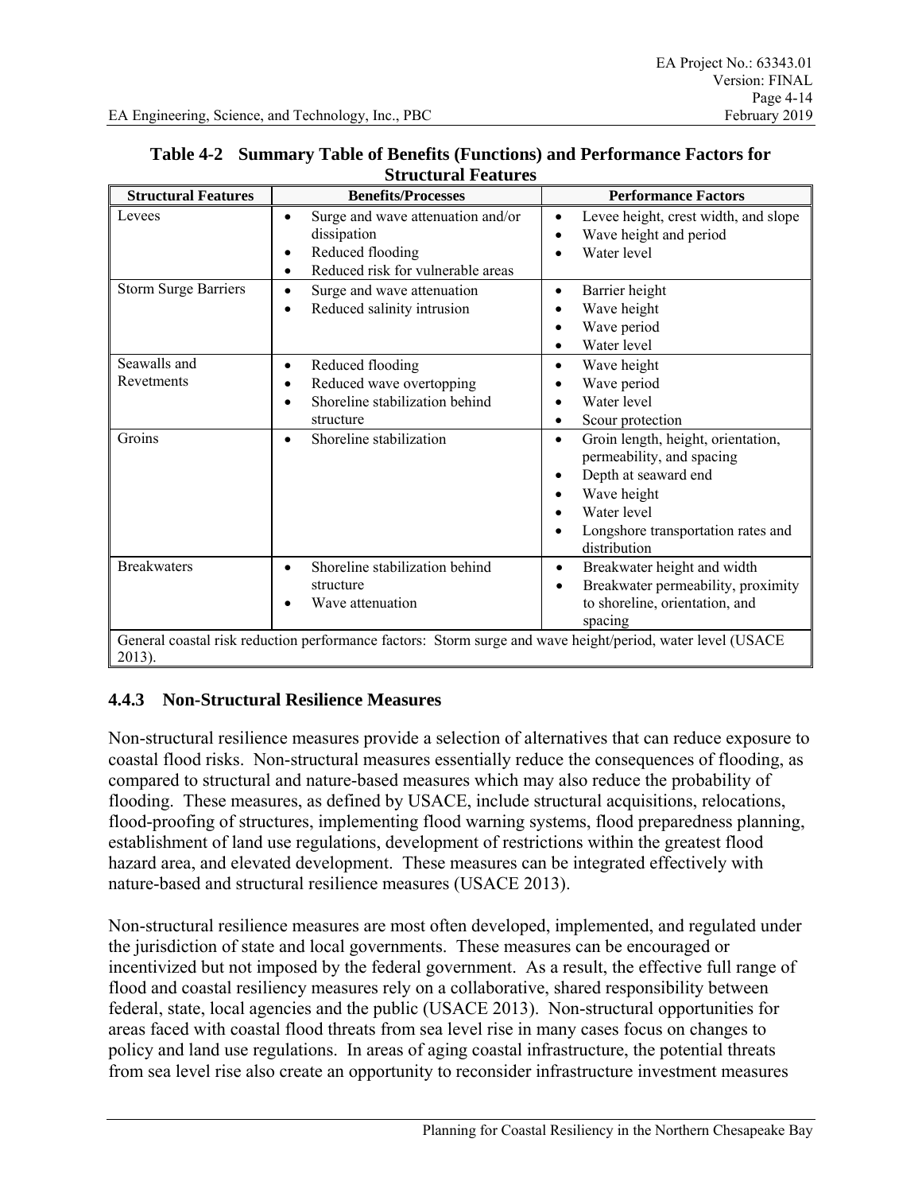**Table 4-2 Summary Table of Benefits (Functions) and Performance Factors for Structural Features**

| Structural Features | Benefits/Processes | Performance Factors |
|---|---|---|
| Levees | • Surge and wave attenuation and/or dissipation<br>• Reduced flooding<br>• Reduced risk for vulnerable areas | • Levee height, crest width, and slope<br>• Wave height and period<br>• Water level |
| Storm Surge Barriers | • Surge and wave attenuation<br>• Reduced salinity intrusion | • Barrier height<br>• Wave height<br>• Wave period<br>• Water level |
| Seawalls and Revetments | • Reduced flooding<br>• Reduced wave overtopping<br>• Shoreline stabilization behind structure | • Wave height<br>• Wave period<br>• Water level<br>• Scour protection |
| Groins | • Shoreline stabilization | • Groin length, height, orientation, permeability, and spacing<br>• Depth at seaward end<br>• Wave height<br>• Water level<br>• Longshore transportation rates and distribution |
| Breakwaters | • Shoreline stabilization behind structure<br>• Wave attenuation | • Breakwater height and width<br>• Breakwater permeability, proximity to shoreline, orientation, and spacing |
| General coastal risk reduction performance factors: Storm surge and wave height/period, water level (USACE 2013). | | |

### 4.4.3 Non-Structural Resilience Measures

Non-structural resilience measures provide a selection of alternatives that can reduce exposure to coastal flood risks. Non-structural measures essentially reduce the consequences of flooding, as compared to structural and nature-based measures which may also reduce the probability of flooding. These measures, as defined by USACE, include structural acquisitions, relocations, flood-proofing of structures, implementing flood warning systems, flood preparedness planning, establishment of land use regulations, development of restrictions within the greatest flood hazard area, and elevated development. These measures can be integrated effectively with nature-based and structural resilience measures (USACE 2013).

Non-structural resilience measures are most often developed, implemented, and regulated under the jurisdiction of state and local governments. These measures can be encouraged or incentivized but not imposed by the federal government. As a result, the effective full range of flood and coastal resiliency measures rely on a collaborative, shared responsibility between federal, state, local agencies and the public (USACE 2013). Non-structural opportunities for areas faced with coastal flood threats from sea level rise in many cases focus on changes to policy and land use regulations. In areas of aging coastal infrastructure, the potential threats from sea level rise also create an opportunity to reconsider infrastructure investment measures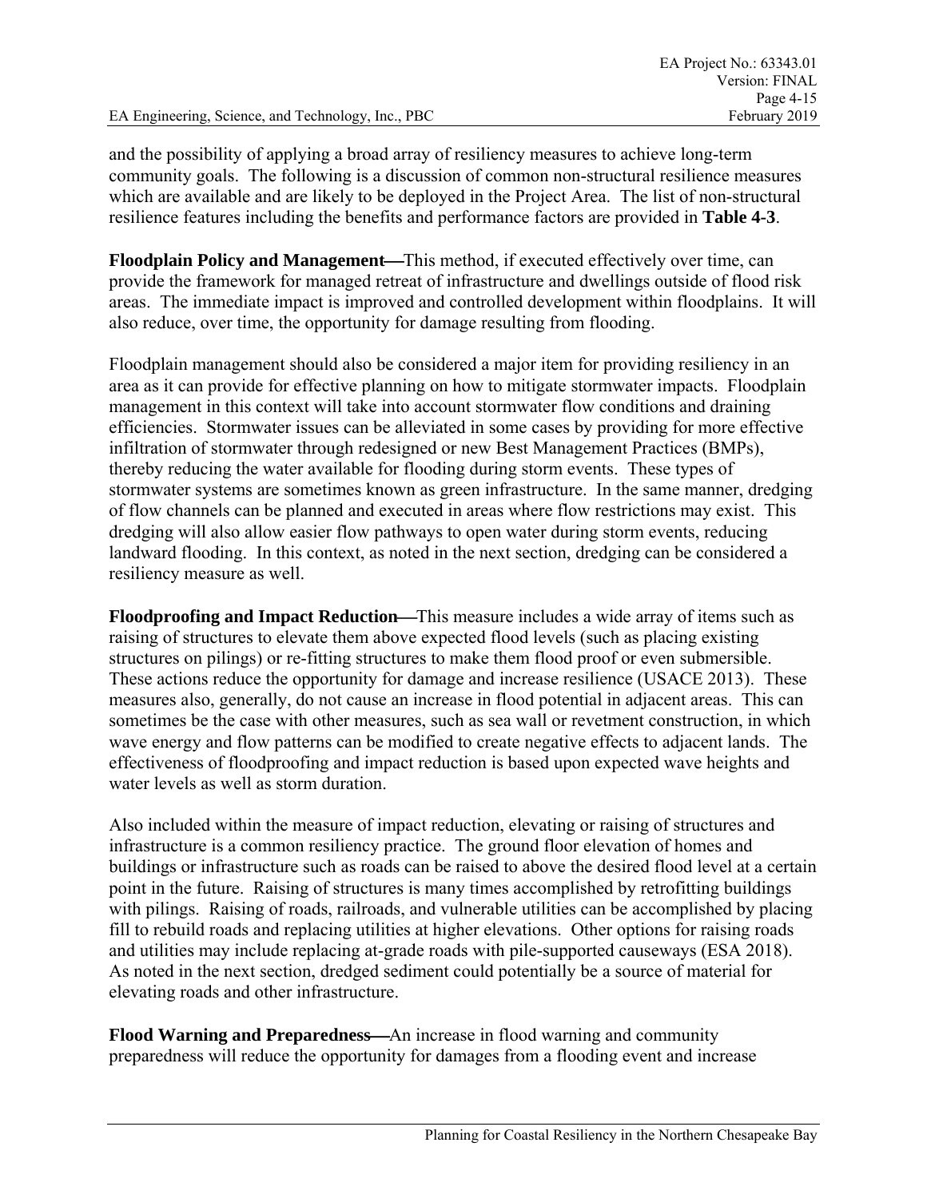and the possibility of applying a broad array of resiliency measures to achieve long-term community goals. The following is a discussion of common non-structural resilience measures which are available and are likely to be deployed in the Project Area. The list of non-structural resilience features including the benefits and performance factors are provided in **Table 4-3**.

**Floodplain Policy and Management—**This method, if executed effectively over time, can provide the framework for managed retreat of infrastructure and dwellings outside of flood risk areas. The immediate impact is improved and controlled development within floodplains. It will also reduce, over time, the opportunity for damage resulting from flooding.

Floodplain management should also be considered a major item for providing resiliency in an area as it can provide for effective planning on how to mitigate stormwater impacts. Floodplain management in this context will take into account stormwater flow conditions and draining efficiencies. Stormwater issues can be alleviated in some cases by providing for more effective infiltration of stormwater through redesigned or new Best Management Practices (BMPs), thereby reducing the water available for flooding during storm events. These types of stormwater systems are sometimes known as green infrastructure. In the same manner, dredging of flow channels can be planned and executed in areas where flow restrictions may exist. This dredging will also allow easier flow pathways to open water during storm events, reducing landward flooding. In this context, as noted in the next section, dredging can be considered a resiliency measure as well.

**Floodproofing and Impact Reduction—**This measure includes a wide array of items such as raising of structures to elevate them above expected flood levels (such as placing existing structures on pilings) or re-fitting structures to make them flood proof or even submersible. These actions reduce the opportunity for damage and increase resilience (USACE 2013). These measures also, generally, do not cause an increase in flood potential in adjacent areas. This can sometimes be the case with other measures, such as sea wall or revetment construction, in which wave energy and flow patterns can be modified to create negative effects to adjacent lands. The effectiveness of floodproofing and impact reduction is based upon expected wave heights and water levels as well as storm duration.

Also included within the measure of impact reduction, elevating or raising of structures and infrastructure is a common resiliency practice. The ground floor elevation of homes and buildings or infrastructure such as roads can be raised to above the desired flood level at a certain point in the future. Raising of structures is many times accomplished by retrofitting buildings with pilings. Raising of roads, railroads, and vulnerable utilities can be accomplished by placing fill to rebuild roads and replacing utilities at higher elevations. Other options for raising roads and utilities may include replacing at-grade roads with pile-supported causeways (ESA 2018). As noted in the next section, dredged sediment could potentially be a source of material for elevating roads and other infrastructure.

**Flood Warning and Preparedness—**An increase in flood warning and community preparedness will reduce the opportunity for damages from a flooding event and increase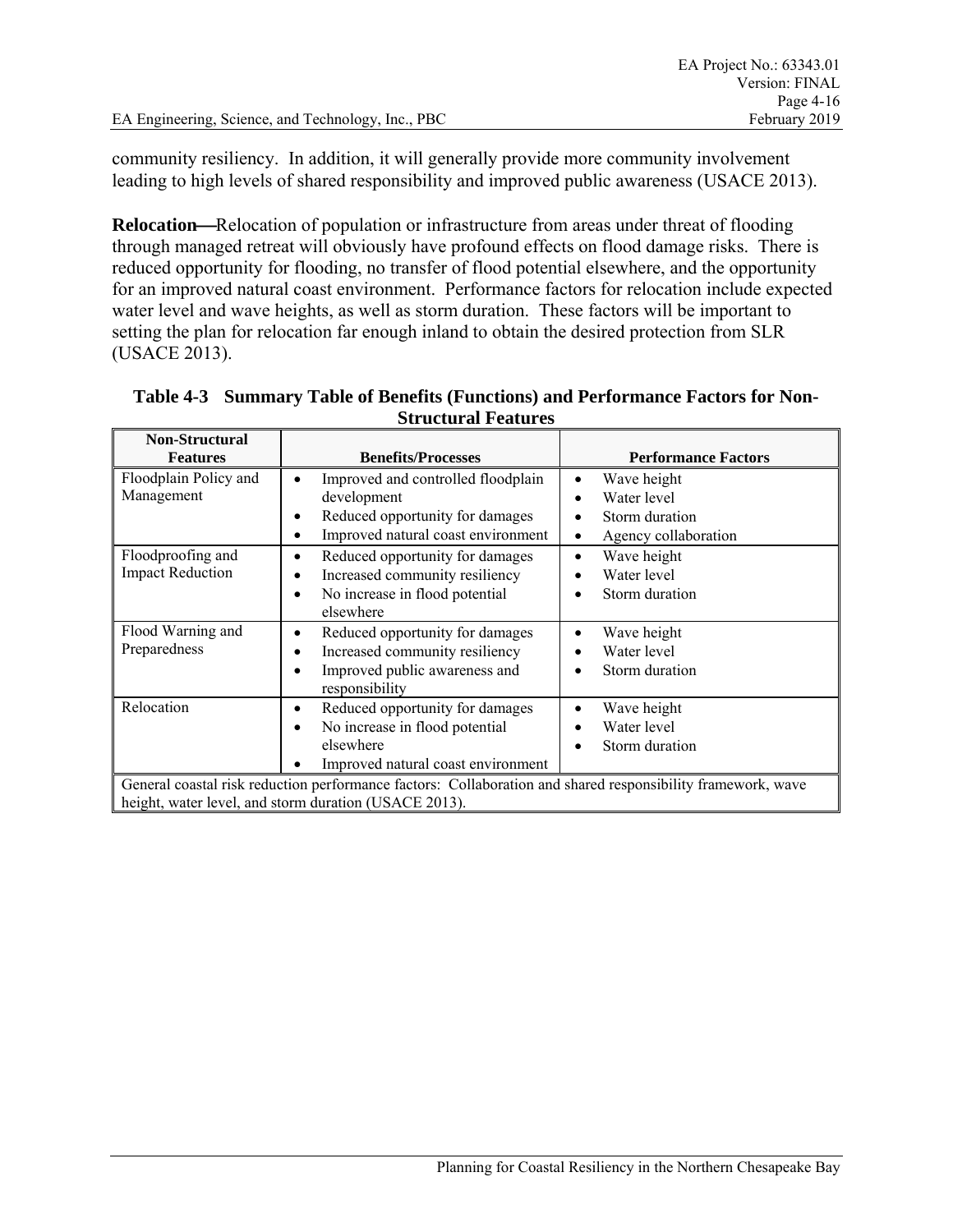community resiliency. In addition, it will generally provide more community involvement leading to high levels of shared responsibility and improved public awareness (USACE 2013).

**Relocation—**Relocation of population or infrastructure from areas under threat of flooding through managed retreat will obviously have profound effects on flood damage risks. There is reduced opportunity for flooding, no transfer of flood potential elsewhere, and the opportunity for an improved natural coast environment. Performance factors for relocation include expected water level and wave heights, as well as storm duration. These factors will be important to setting the plan for relocation far enough inland to obtain the desired protection from SLR (USACE 2013).

**Table 4-3 Summary Table of Benefits (Functions) and Performance Factors for Non-Structural Features**

| Non-Structural Features | Benefits/Processes | Performance Factors |
|---|---|---|
| Floodplain Policy and Management | • Improved and controlled floodplain development<br>• Reduced opportunity for damages<br>• Improved natural coast environment | • Wave height<br>• Water level<br>• Storm duration<br>• Agency collaboration |
| Floodproofing and Impact Reduction | • Reduced opportunity for damages<br>• Increased community resiliency<br>• No increase in flood potential elsewhere | • Wave height<br>• Water level<br>• Storm duration |
| Flood Warning and Preparedness | • Reduced opportunity for damages<br>• Increased community resiliency<br>• Improved public awareness and responsibility | • Wave height<br>• Water level<br>• Storm duration |
| Relocation | • Reduced opportunity for damages<br>• No increase in flood potential elsewhere<br>• Improved natural coast environment | • Wave height<br>• Water level<br>• Storm duration |
| General coastal risk reduction performance factors: Collaboration and shared responsibility framework, wave height, water level, and storm duration (USACE 2013). | | |